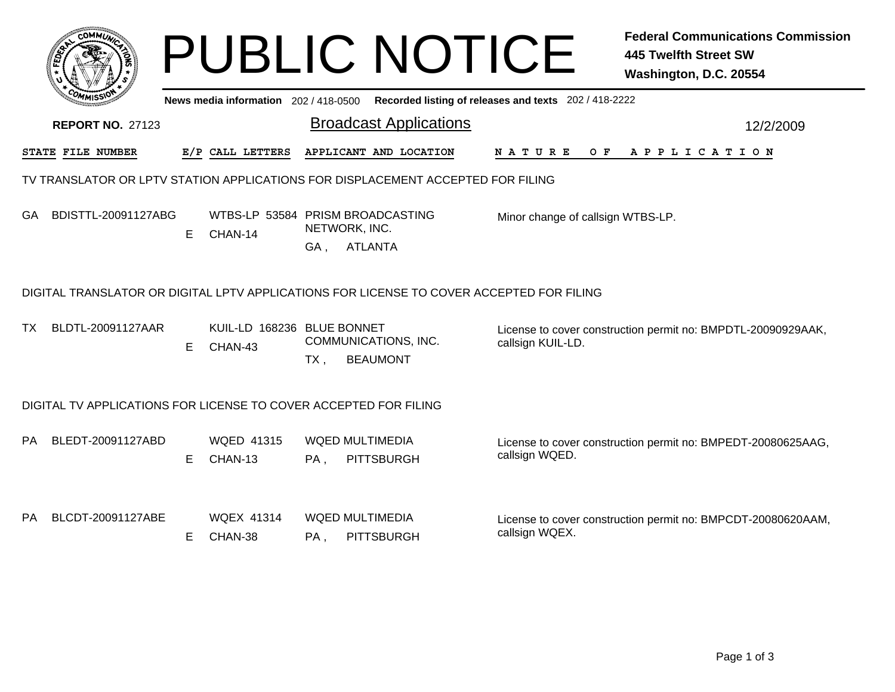# PUBLIC NOTICE

**Federal Communications Commission**
**445 Twelfth Street SW**
**Washington, D.C. 20554**

**News media information** 202 / 418-0500 **Recorded listing of releases and texts** 202 / 418-2222

**REPORT NO.** 27123

## Broadcast Applications

12/2/2009

| STATE | FILE NUMBER | E/P | CALL LETTERS | APPLICANT AND LOCATION | NATURE OF APPLICATION |
|---|---|---|---|---|---|

### TV TRANSLATOR OR LPTV STATION APPLICATIONS FOR DISPLACEMENT ACCEPTED FOR FILING

| STATE | FILE NUMBER | E/P | CALL LETTERS | APPLICANT AND LOCATION | NATURE OF APPLICATION |
|---|---|---|---|---|---|
| GA | BDISTTL-20091127ABG | E | WTBS-LP 53584 CHAN-14 | PRISM BROADCASTING NETWORK, INC. GA , ATLANTA | Minor change of callsign WTBS-LP. |

### DIGITAL TRANSLATOR OR DIGITAL LPTV APPLICATIONS FOR LICENSE TO COVER ACCEPTED FOR FILING

| STATE | FILE NUMBER | E/P | CALL LETTERS | APPLICANT AND LOCATION | NATURE OF APPLICATION |
|---|---|---|---|---|---|
| TX | BLDTL-20091127AAR | E | KUIL-LD 168236 CHAN-43 | BLUE BONNET COMMUNICATIONS, INC. TX , BEAUMONT | License to cover construction permit no: BMPDTL-20090929AAK, callsign KUIL-LD. |

### DIGITAL TV APPLICATIONS FOR LICENSE TO COVER ACCEPTED FOR FILING

| STATE | FILE NUMBER | E/P | CALL LETTERS | APPLICANT AND LOCATION | NATURE OF APPLICATION |
|---|---|---|---|---|---|
| PA | BLEDT-20091127ABD | E | WQED 41315 CHAN-13 | WQED MULTIMEDIA PA , PITTSBURGH | License to cover construction permit no: BMPEDT-20080625AAG, callsign WQED. |
| PA | BLCDT-20091127ABE | E | WQEX 41314 CHAN-38 | WQED MULTIMEDIA PA , PITTSBURGH | License to cover construction permit no: BMPCDT-20080620AAM, callsign WQEX. |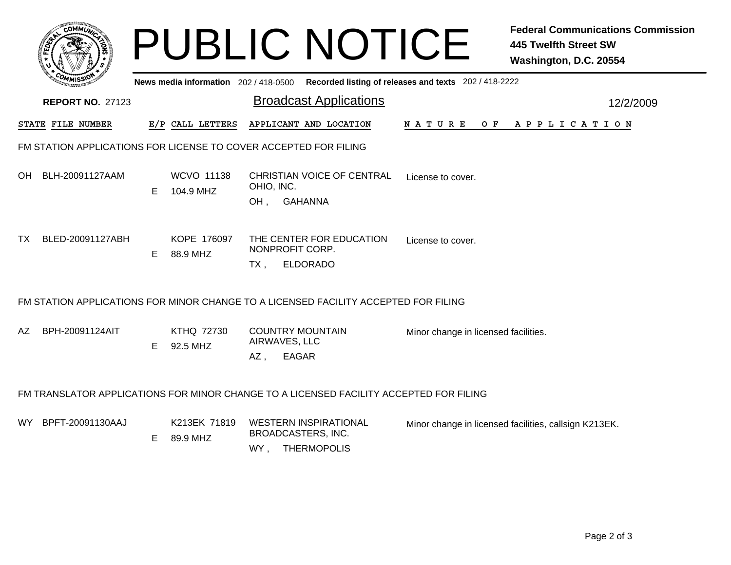# PUBLIC NOTICE

**Federal Communications Commission**
**445 Twelfth Street SW**
**Washington, D.C. 20554**

News media information 202 / 418-0500 Recorded listing of releases and texts 202 / 418-2222

**REPORT NO.** 27123

## Broadcast Applications

12/2/2009

### FM STATION APPLICATIONS FOR LICENSE TO COVER ACCEPTED FOR FILING

| STATE | FILE NUMBER | E/P | CALL LETTERS | APPLICANT AND LOCATION | NATURE OF APPLICATION |
|---|---|---|---|---|---|
| OH | BLH-20091127AAM | E | WCVO 11138<br>104.9 MHZ | CHRISTIAN VOICE OF CENTRAL OHIO, INC.<br>OH , GAHANNA | License to cover. |
| TX | BLED-20091127ABH | E | KOPE 176097<br>88.9 MHZ | THE CENTER FOR EDUCATION NONPROFIT CORP.<br>TX , ELDORADO | License to cover. |

### FM STATION APPLICATIONS FOR MINOR CHANGE TO A LICENSED FACILITY ACCEPTED FOR FILING

| STATE | FILE NUMBER | E/P | CALL LETTERS | APPLICANT AND LOCATION | NATURE OF APPLICATION |
|---|---|---|---|---|---|
| AZ | BPH-20091124AIT | E | KTHQ 72730<br>92.5 MHZ | COUNTRY MOUNTAIN AIRWAVES, LLC<br>AZ , EAGAR | Minor change in licensed facilities. |

### FM TRANSLATOR APPLICATIONS FOR MINOR CHANGE TO A LICENSED FACILITY ACCEPTED FOR FILING

| STATE | FILE NUMBER | E/P | CALL LETTERS | APPLICANT AND LOCATION | NATURE OF APPLICATION |
|---|---|---|---|---|---|
| WY | BPFT-20091130AAJ | E | K213EK 71819<br>89.9 MHZ | WESTERN INSPIRATIONAL BROADCASTERS, INC.<br>WY , THERMOPOLIS | Minor change in licensed facilities, callsign K213EK. |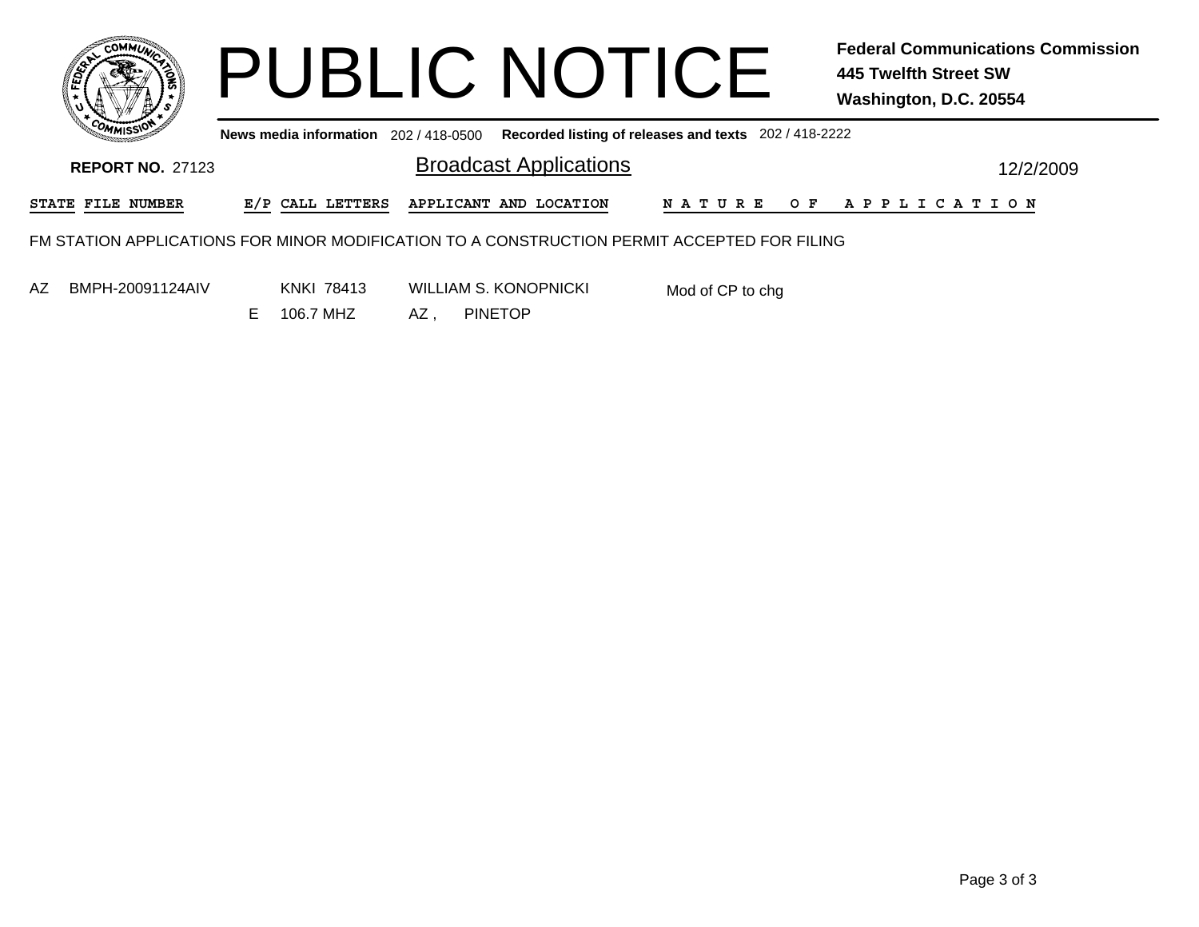# PUBLIC NOTICE

**Federal Communications Commission**
**445 Twelfth Street SW**
**Washington, D.C. 20554**

**News media information** 202 / 418-0500 **Recorded listing of releases and texts** 202 / 418-2222

**REPORT NO.** 27123

## Broadcast Applications

12/2/2009

| STATE | FILE NUMBER | E/P | CALL LETTERS | APPLICANT AND LOCATION | NATURE OF APPLICATION |
| --- | --- | --- | --- | --- | --- |

FM STATION APPLICATIONS FOR MINOR MODIFICATION TO A CONSTRUCTION PERMIT ACCEPTED FOR FILING

| STATE | FILE NUMBER | E/P | CALL LETTERS | APPLICANT AND LOCATION | NATURE OF APPLICATION |
| --- | --- | --- | --- | --- | --- |
| AZ | BMPH-20091124AIV | E | KNKI 78413<br>106.7 MHZ | WILLIAM S. KONOPNICKI<br>AZ , PINETOP | Mod of CP to chg |